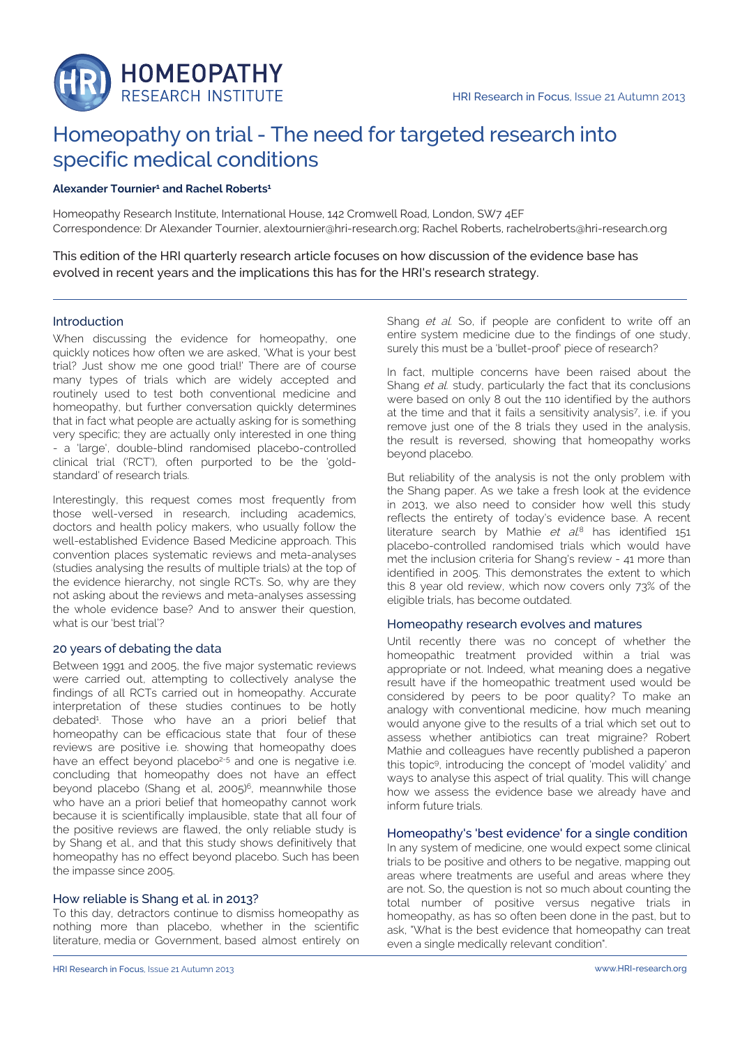# Homeopathy on trial - The need for targeted research into specific medical conditions

**Alexander Tournier[1] and Rachel Roberts[1]**

Homeopathy Research Institute, International House, 142 Cromwell Road, London, SW7 4EF
Correspondence: Dr Alexander Tournier, alextournier@hri-research.org; Rachel Roberts, rachelroberts@hri-research.org

This edition of the HRI quarterly research article focuses on how discussion of the evidence base has evolved in recent years and the implications this has for the HRI's research strategy.

## Introduction

When discussing the evidence for homeopathy, one quickly notices how often we are asked, 'What is your best trial? Just show me one good trial!' There are of course many types of trials which are widely accepted and routinely used to test both conventional medicine and homeopathy, but further conversation quickly determines that in fact what people are actually asking for is something very specific; they are actually only interested in one thing - a 'large', double-blind randomised placebo-controlled clinical trial ('RCT'), often purported to be the 'gold-standard' of research trials.

Interestingly, this request comes most frequently from those well-versed in research, including academics, doctors and health policy makers, who usually follow the well-established Evidence Based Medicine approach. This convention places systematic reviews and meta-analyses (studies analysing the results of multiple trials) at the top of the evidence hierarchy, not single RCTs. So, why are they not asking about the reviews and meta-analyses assessing the whole evidence base? And to answer their question, what is our 'best trial'?

## 20 years of debating the data

Between 1991 and 2005, the five major systematic reviews were carried out, attempting to collectively analyse the findings of all RCTs carried out in homeopathy. Accurate interpretation of these studies continues to be hotly debated[1]. Those who have an a priori belief that homeopathy can be efficacious state that four of these reviews are positive i.e. showing that homeopathy does have an effect beyond placebo[2-5] and one is negative i.e. concluding that homeopathy does not have an effect beyond placebo (Shang et al, 2005)[6], meannwhile those who have an a priori belief that homeopathy cannot work because it is scientifically implausible, state that all four of the positive reviews are flawed, the only reliable study is by Shang et al., and that this study shows definitively that homeopathy has no effect beyond placebo. Such has been the impasse since 2005.

## How reliable is Shang et al. in 2013?

To this day, detractors continue to dismiss homeopathy as nothing more than placebo, whether in the scientific literature, media or Government, based almost entirely on Shang *et al.* So, if people are confident to write off an entire system medicine due to the findings of one study, surely this must be a 'bullet-proof' piece of research?

In fact, multiple concerns have been raised about the Shang *et al.* study, particularly the fact that its conclusions were based on only 8 out the 110 identified by the authors at the time and that it fails a sensitivity analysis[7], i.e. if you remove just one of the 8 trials they used in the analysis, the result is reversed, showing that homeopathy works beyond placebo.

But reliability of the analysis is not the only problem with the Shang paper. As we take a fresh look at the evidence in 2013, we also need to consider how well this study reflects the entirety of today's evidence base. A recent literature search by Mathie *et al.*[8] has identified 151 placebo-controlled randomised trials which would have met the inclusion criteria for Shang's review - 41 more than identified in 2005. This demonstrates the extent to which this 8 year old review, which now covers only 73% of the eligible trials, has become outdated.

## Homeopathy research evolves and matures

Until recently there was no concept of whether the homeopathic treatment provided within a trial was appropriate or not. Indeed, what meaning does a negative result have if the homeopathic treatment used would be considered by peers to be poor quality? To make an analogy with conventional medicine, how much meaning would anyone give to the results of a trial which set out to assess whether antibiotics can treat migraine? Robert Mathie and colleagues have recently published a paperon this topic[9], introducing the concept of 'model validity' and ways to analyse this aspect of trial quality. This will change how we assess the evidence base we already have and inform future trials.

## Homeopathy's 'best evidence' for a single condition

In any system of medicine, one would expect some clinical trials to be positive and others to be negative, mapping out areas where treatments are useful and areas where they are not. So, the question is not so much about counting the total number of positive versus negative trials in homeopathy, as has so often been done in the past, but to ask, "What is the best evidence that homeopathy can treat even a single medically relevant condition".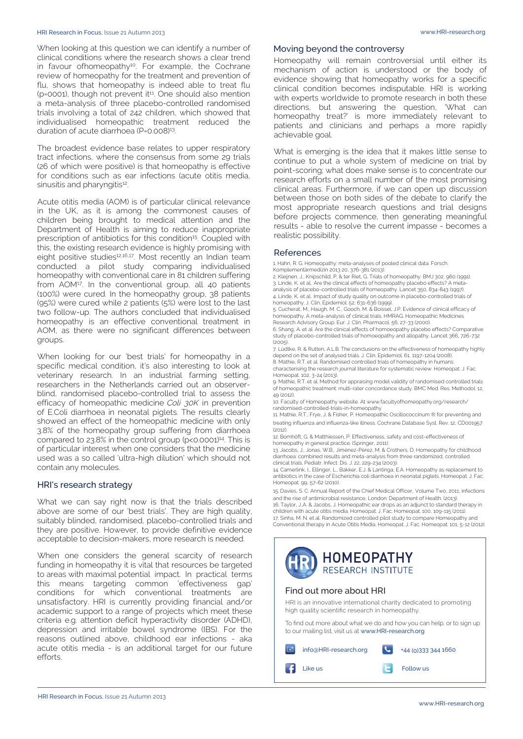When looking at this question we can identify a number of clinical conditions where the research shows a clear trend in favour ofhomeopathy[10]. For example, the Cochrane review of homeopathy for the treatment and prevention of flu, shows that homeopathy is indeed able to treat flu (p=0001), though not prevent it[11]. One should also mention a meta-analysis of three placebo-controlled randomised trials involving a total of 242 children, which showed that individualised homeopathic treatment reduced the duration of acute diarrhoea (P=0.008)[13].

The broadest evidence base relates to upper respiratory tract infections, where the consensus from some 29 trials (26 of which were positive) is that homeopathy is effective for conditions such as ear infections (acute otitis media, sinusitis and pharyngitis[12].

Acute otitis media (AOM) is of particular clinical relevance in the UK, as it is among the commonest causes of children being brought to medical attention and the Department of Health is aiming to reduce inappropriate prescription of antibiotics for this condition[15]. Coupled with this, the existing research evidence is highly promising with eight positive studies[12,16,17]. Most recently an Indian team conducted a pilot study comparing individualised homeopathy with conventional care in 81 children suffering from AOM[17]. In the conventional group, all 40 patients (100%) were cured. In the homeopathy group, 38 patients (95%) were cured while 2 patients (5%) were lost to the last two follow-up. The authors concluded that individualised homeopathy is an effective conventional treatment in AOM, as there were no significant differences between groups.

When looking for our 'best trials' for homeopathy in a specific medical condition, it's also interesting to look at veterinary research. In an industrial farming setting, researchers in the Netherlands carried out an observer-blind, randomised placebo-controlled trial to assess the efficacy of homeopathic medicine *Coli 30K* in prevention of E.Coli diarrhoea in neonatal piglets. The results clearly showed an effect of the homeopathic medicine with only 3.8% of the homeopathy group suffering from diarrhoea compared to 23.8% in the control group ($p<0.0001$)[14]. This is of particular interest when one considers that the medicine used was a so called 'ultra-high dilution' which should not contain any molecules.

## HRI's research strategy

What we can say right now is that the trials described above are some of our 'best trials'. They are high quality, suitably blinded, randomised, placebo-controlled trials and they are positive. However, to provide definitive evidence acceptable to decision-makers, more research is needed.

When one considers the general scarcity of research funding in homeopathy it is vital that resources be targeted to areas with maximal potential impact. In practical terms this means targeting common 'effectiveness gap' conditions for which conventional treatments are unsatisfactory. HRI is currently providing financial and/or academic support to a range of projects which meet these criteria e.g. attention deficit hyperactivity disorder (ADHD), depression and irritable bowel syndrome (IBS). For the reasons outlined above, childhood ear infections - aka acute otitis media - is an additional target for our future efforts.

## Moving beyond the controversy

Homeopathy will remain controversial until either its mechanism of action is understood or the body of evidence showing that homeopathy works for a specific clinical condition becomes indisputable. HRI is working with experts worldwide to promote research in both these directions, but answering the question, 'What can homeopathy treat?' is more immediately relevant to patients and clinicians and perhaps a more rapidly achievable goal.

What is emerging is the idea that it makes little sense to continue to put a whole system of medicine on trial by point-scoring; what does make sense is to concentrate our research efforts on a small number of the most promising clinical areas. Furthermore, if we can open up discussion between those on both sides of the debate to clarify the most appropriate research questions and trial designs before projects commence, then generating meaningful results - able to resolve the current impasse - becomes a realistic possibility.

## References

1. Hahn, R. G. Homeopathy: meta-analyses of pooled clinical data. Forsch. Komplementärmedizin 2013 20, 376-381 (2013).
2. Kleijnen, J., Knipschild, P. & ter Riet, G. Trials of homeopathy. BMJ 302, 960 (1991).
3. Linde, K. et al. Are the clinical effects of homeopathy placebo effects? A meta-analysis of placebo-controlled trials of homeopathy. Lancet 350, 834-843 (1997).
4. Linde, K. et al. Impact of study quality on outcome in placebo-controlled trials of homeopathy. J. Clin. Epidemiol. 52, 631-636 (1999).
5. Cucherat, M., Haugh, M. C., Gooch, M. & Boissel, J.P. Evidence of clinical efficacy of homeopathy. A meta-analysis of clinical trials. HMRAG. Homeopathic Medicines Research Advisory Group. Eur. J. Clin. Pharmacol. 56, 27-33 (2000).
6. Shang, A. et al. Are the clinical effects of homoeopathy placebo effects? Comparative study of placebo-controlled trials of homoeopathy and allopathy. Lancet 366, 726-732 (2005).
7. Lüdtke, R. & Rutten, A.L.B. The conclusions on the effectiveness of homeopathy highly depend on the set of analysed trials. J. Clin. Epidemiol. 61, 1197-1204 (2008).
8. Mathie, R.T. et al. Randomised controlled trials of homeopathy in humans: characterising the research journal literature for systematic review. Homeopat. J. Fac. Homeopat. 102, 3-24 (2013).
9. Mathie, R.T. et al. Method for appraising model validity of randomised controlled trials of homeopathic treatment: multi-rater concordance study. BMC Med. Res. Methodol. 12, 49 (2012).
10. Faculty of Homeopathy website. At www.facultyofhomeopathy.org/research/randomised-controlled-trials-in-homeopathy
11. Mathie, R.T., Frye, J. & Fisher, P. Homeopathic Oscillococcinum ® for preventing and treating influenza and influenza-like illness. Cochrane Database Syst. Rev. 12, CD001957 (2012).
12. Bornhöft, G. & Matthiessen, P. Effectiveness, safety and cost-effectiveness of homeopathy in general practice. (Springer, 2011).
13. Jacobs, J., Jonas, W.B., Jiménez-Pérez, M. & Crothers, D. Homeopathy for childhood diarrhoea: combined results and meta-analysis from three randomized, controlled clinical trials. Pediatr. Infect. Dis. J. 22, 229-234 (2003).
14. Camerlink, I., Ellinger, L., Bakker, E.J. & Lantinga, E.A. Homeopathy as replacement to antibiotics in the case of Escherichia coli diarrhoea in neonatal piglets. Homeopat. J. Fac. Homeopat. 99, 57-62 (2010).
15. Davies, S. C. Annual Report of the Chief Medical Officer, Volume Two, 2011, infections and the rise of antimicrobial resistance. London: Department of Health. (2013).
16. Taylor, J.A. & Jacobs, J. Homeopathic ear drops as an adjunct to standard therapy in children with acute otitis media. Homeopat. J. Fac. Homeopat. 100, 109-115 (2011).
17. Sinha, M. N. et al. Randomized controlled pilot study to compare Homeopathy and Conventional therapy in Acute Otitis Media. Homeopat. J. Fac. Homeopat. 101, 5-12 (2012).

HRI HOMEOPATHY RESEARCH INSTITUTE

### Find out more about HRI

HRI is an innovative international charity dedicated to promoting high quality scientific research in homeopathy.

To find out more about what we do and how you can help, or to sign up to our mailing list, visit us at www.HRI-research.org

info@HRI-research.org

+44 (0)333 344 1660

Like us

Follow us